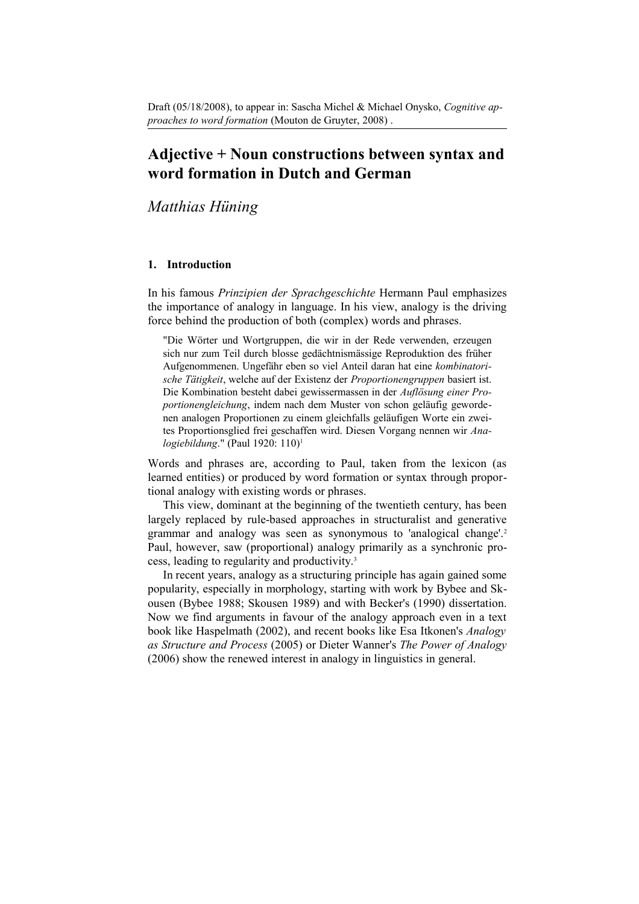Draft (05/18/2008), to appear in: Sascha Michel & Michael Onysko, *Cognitive approaches to word formation* (Mouton de Gruyter, 2008) .

# Adjective + Noun constructions between syntax and word formation in Dutch and German

*Matthias Hüning*

## 1. Introduction

In his famous *Prinzipien der Sprachgeschichte* Hermann Paul emphasizes the importance of analogy in language. In his view, analogy is the driving force behind the production of both (complex) words and phrases.

> "Die Wörter und Wortgruppen, die wir in der Rede verwenden, erzeugen sich nur zum Teil durch blosse gedächtnismässige Reproduktion des früher Aufgenommenen. Ungefähr eben so viel Anteil daran hat eine *kombinatorische Tätigkeit*, welche auf der Existenz der *Proportionengruppen* basiert ist. Die Kombination besteht dabei gewissermassen in der *Auflösung einer Proportionengleichung*, indem nach dem Muster von schon geläufig gewordenen analogen Proportionen zu einem gleichfalls geläufigen Worte ein zweites Proportionsglied frei geschaffen wird. Diesen Vorgang nennen wir *Analogiebildung*." (Paul 1920: 110)[1]

Words and phrases are, according to Paul, taken from the lexicon (as learned entities) or produced by word formation or syntax through proportional analogy with existing words or phrases.

This view, dominant at the beginning of the twentieth century, has been largely replaced by rule-based approaches in structuralist and generative grammar and analogy was seen as synonymous to 'analogical change'.[2] Paul, however, saw (proportional) analogy primarily as a synchronic process, leading to regularity and productivity.[3]

In recent years, analogy as a structuring principle has again gained some popularity, especially in morphology, starting with work by Bybee and Skousen (Bybee 1988; Skousen 1989) and with Becker's (1990) dissertation. Now we find arguments in favour of the analogy approach even in a text book like Haspelmath (2002), and recent books like Esa Itkonen's *Analogy as Structure and Process* (2005) or Dieter Wanner's *The Power of Analogy* (2006) show the renewed interest in analogy in linguistics in general.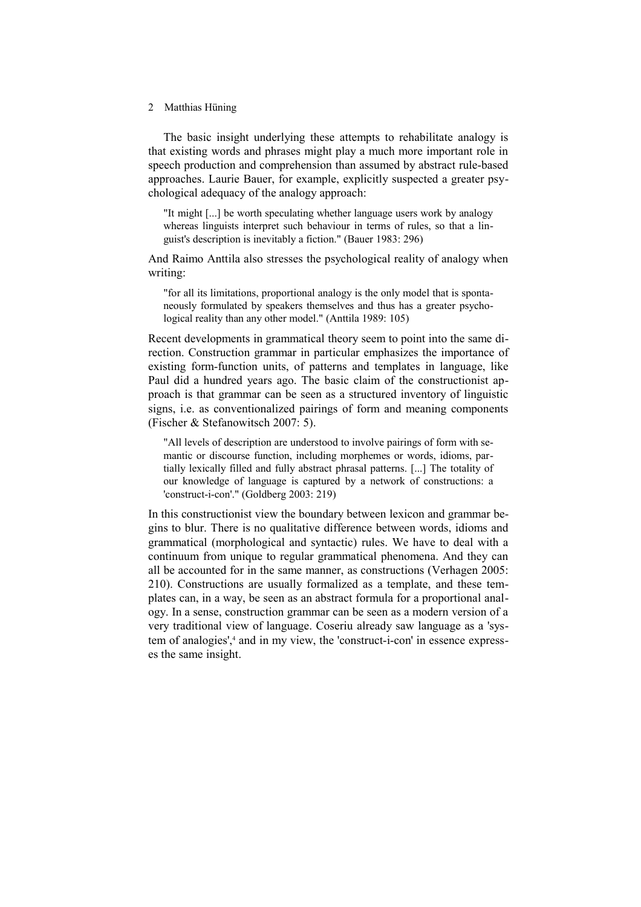The basic insight underlying these attempts to rehabilitate analogy is that existing words and phrases might play a much more important role in speech production and comprehension than assumed by abstract rule-based approaches. Laurie Bauer, for example, explicitly suspected a greater psychological adequacy of the analogy approach:

> "It might [...] be worth speculating whether language users work by analogy whereas linguists interpret such behaviour in terms of rules, so that a linguist's description is inevitably a fiction." (Bauer 1983: 296)

And Raimo Anttila also stresses the psychological reality of analogy when writing:

> "for all its limitations, proportional analogy is the only model that is spontaneously formulated by speakers themselves and thus has a greater psychological reality than any other model." (Anttila 1989: 105)

Recent developments in grammatical theory seem to point into the same direction. Construction grammar in particular emphasizes the importance of existing form-function units, of patterns and templates in language, like Paul did a hundred years ago. The basic claim of the constructionist approach is that grammar can be seen as a structured inventory of linguistic signs, i.e. as conventionalized pairings of form and meaning components (Fischer & Stefanowitsch 2007: 5).

> "All levels of description are understood to involve pairings of form with semantic or discourse function, including morphemes or words, idioms, partially lexically filled and fully abstract phrasal patterns. [...] The totality of our knowledge of language is captured by a network of constructions: a 'construct-i-con'." (Goldberg 2003: 219)

In this constructionist view the boundary between lexicon and grammar begins to blur. There is no qualitative difference between words, idioms and grammatical (morphological and syntactic) rules. We have to deal with a continuum from unique to regular grammatical phenomena. And they can all be accounted for in the same manner, as constructions (Verhagen 2005: 210). Constructions are usually formalized as a template, and these templates can, in a way, be seen as an abstract formula for a proportional analogy. In a sense, construction grammar can be seen as a modern version of a very traditional view of language. Coseriu already saw language as a 'system of analogies',[4] and in my view, the 'construct-i-con' in essence expresses the same insight.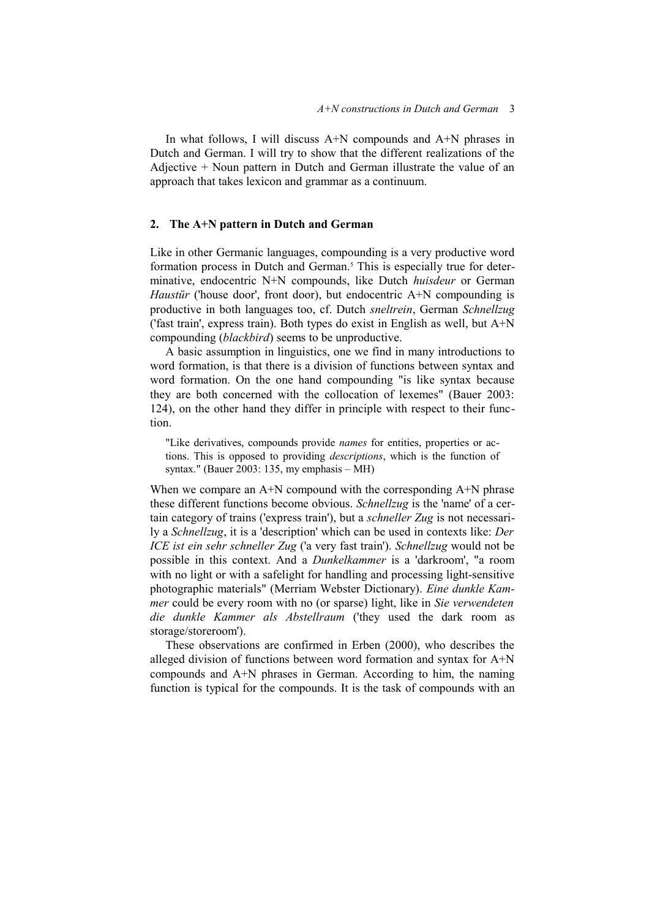In what follows, I will discuss A+N compounds and A+N phrases in Dutch and German. I will try to show that the different realizations of the Adjective + Noun pattern in Dutch and German illustrate the value of an approach that takes lexicon and grammar as a continuum.

## 2. The A+N pattern in Dutch and German

Like in other Germanic languages, compounding is a very productive word formation process in Dutch and German.[5] This is especially true for determinative, endocentric N+N compounds, like Dutch *huisdeur* or German *Haustür* ('house door', front door), but endocentric A+N compounding is productive in both languages too, cf. Dutch *sneltrein*, German *Schnellzug* ('fast train', express train). Both types do exist in English as well, but A+N compounding (*blackbird*) seems to be unproductive.

A basic assumption in linguistics, one we find in many introductions to word formation, is that there is a division of functions between syntax and word formation. On the one hand compounding "is like syntax because they are both concerned with the collocation of lexemes" (Bauer 2003: 124), on the other hand they differ in principle with respect to their function.

> "Like derivatives, compounds provide *names* for entities, properties or actions. This is opposed to providing *descriptions*, which is the function of syntax." (Bauer 2003: 135, my emphasis – MH)

When we compare an A+N compound with the corresponding A+N phrase these different functions become obvious. *Schnellzug* is the 'name' of a certain category of trains ('express train'), but a *schneller Zug* is not necessarily a *Schnellzug*, it is a 'description' which can be used in contexts like: *Der ICE ist ein sehr schneller Zug* ('a very fast train'). *Schnellzug* would not be possible in this context. And a *Dunkelkammer* is a 'darkroom', "a room with no light or with a safelight for handling and processing light-sensitive photographic materials" (Merriam Webster Dictionary). *Eine dunkle Kammer* could be every room with no (or sparse) light, like in *Sie verwendeten die dunkle Kammer als Abstellraum* ('they used the dark room as storage/storeroom').

These observations are confirmed in Erben (2000), who describes the alleged division of functions between word formation and syntax for A+N compounds and A+N phrases in German. According to him, the naming function is typical for the compounds. It is the task of compounds with an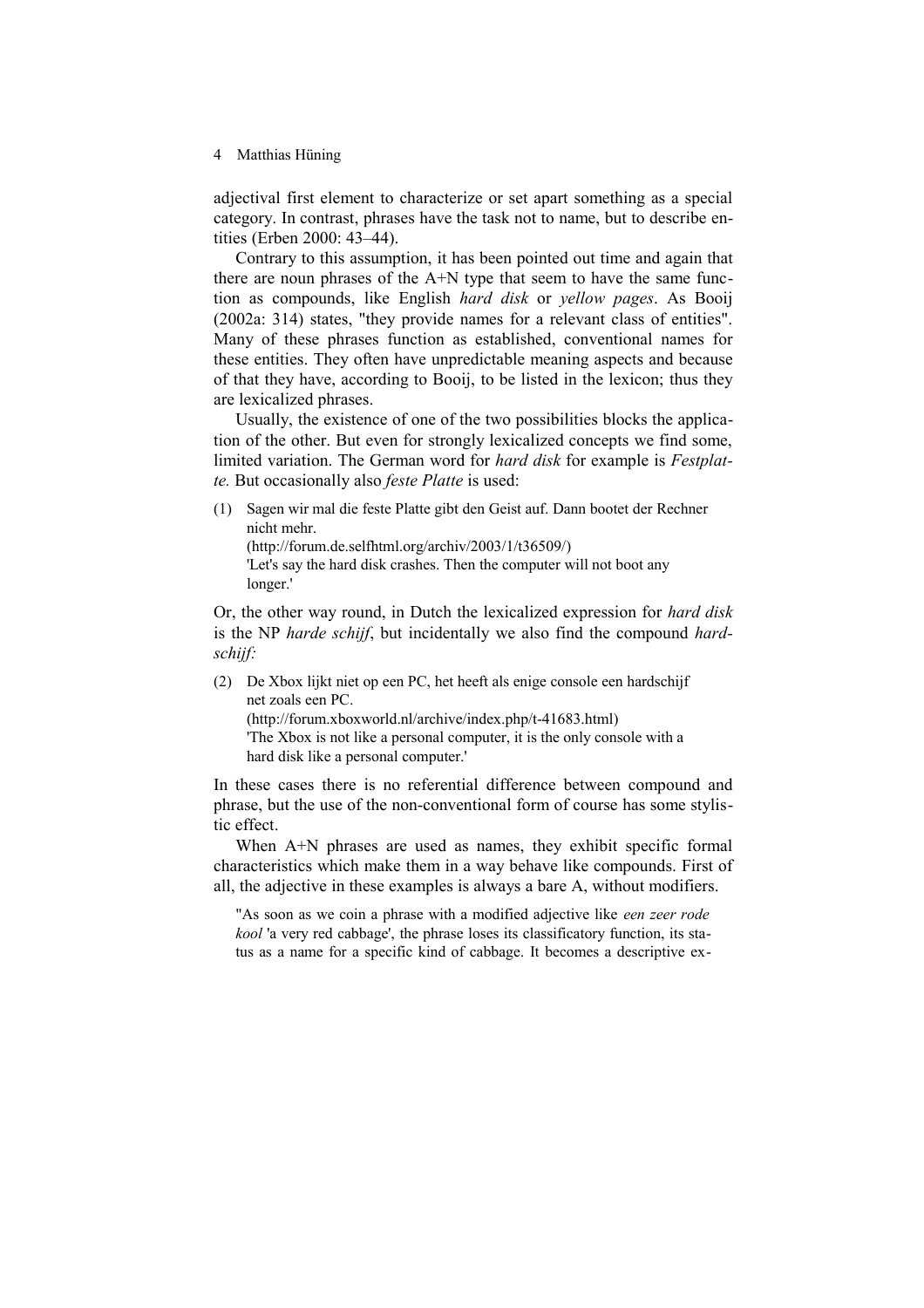adjectival first element to characterize or set apart something as a special category. In contrast, phrases have the task not to name, but to describe entities (Erben 2000: 43–44).

Contrary to this assumption, it has been pointed out time and again that there are noun phrases of the A+N type that seem to have the same function as compounds, like English *hard disk* or *yellow pages*. As Booij (2002a: 314) states, "they provide names for a relevant class of entities". Many of these phrases function as established, conventional names for these entities. They often have unpredictable meaning aspects and because of that they have, according to Booij, to be listed in the lexicon; thus they are lexicalized phrases.

Usually, the existence of one of the two possibilities blocks the application of the other. But even for strongly lexicalized concepts we find some, limited variation. The German word for *hard disk* for example is *Festplatte.* But occasionally also *feste Platte* is used:

(1) Sagen wir mal die feste Platte gibt den Geist auf. Dann bootet der Rechner nicht mehr.
(http://forum.de.selfhtml.org/archiv/2003/1/t36509/)
'Let's say the hard disk crashes. Then the computer will not boot any longer.'

Or, the other way round, in Dutch the lexicalized expression for *hard disk* is the NP *harde schijf*, but incidentally we also find the compound *hardschijf:*

(2) De Xbox lijkt niet op een PC, het heeft als enige console een hardschijf net zoals een PC.
(http://forum.xboxworld.nl/archive/index.php/t-41683.html)
'The Xbox is not like a personal computer, it is the only console with a hard disk like a personal computer.'

In these cases there is no referential difference between compound and phrase, but the use of the non-conventional form of course has some stylistic effect.

When A+N phrases are used as names, they exhibit specific formal characteristics which make them in a way behave like compounds. First of all, the adjective in these examples is always a bare A, without modifiers.

> "As soon as we coin a phrase with a modified adjective like *een zeer rode kool* 'a very red cabbage', the phrase loses its classificatory function, its status as a name for a specific kind of cabbage. It becomes a descriptive ex-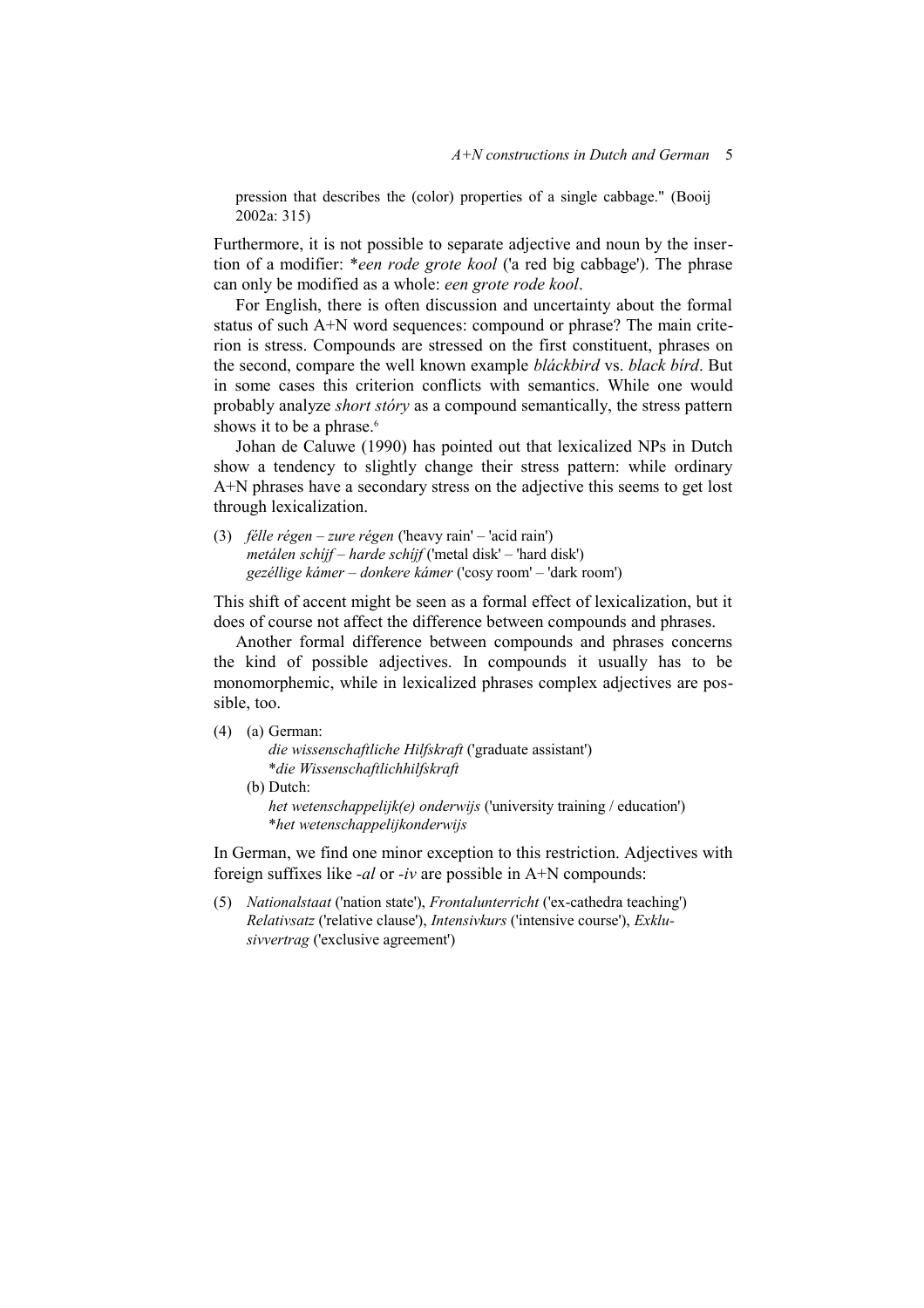pression that describes the (color) properties of a single cabbage." (Booij 2002a: 315)

Furthermore, it is not possible to separate adjective and noun by the insertion of a modifier: *\*een rode grote kool* ('a red big cabbage'). The phrase can only be modified as a whole: *een grote rode kool*.

For English, there is often discussion and uncertainty about the formal status of such A+N word sequences: compound or phrase? The main criterion is stress. Compounds are stressed on the first constituent, phrases on the second, compare the well known example *bláckbird* vs. *black bírd*. But in some cases this criterion conflicts with semantics. While one would probably analyze *short stóry* as a compound semantically, the stress pattern shows it to be a phrase.[6]

Johan de Caluwe (1990) has pointed out that lexicalized NPs in Dutch show a tendency to slightly change their stress pattern: while ordinary A+N phrases have a secondary stress on the adjective this seems to get lost through lexicalization.

(3) *félle régen – zure régen* ('heavy rain' – 'acid rain')
*metálen schíjf – harde schíjf* ('metal disk' – 'hard disk')
*gezéllige kámer – donkere kámer* ('cosy room' – 'dark room')

This shift of accent might be seen as a formal effect of lexicalization, but it does of course not affect the difference between compounds and phrases.

Another formal difference between compounds and phrases concerns the kind of possible adjectives. In compounds it usually has to be monomorphemic, while in lexicalized phrases complex adjectives are possible, too.

(4) (a) German:
*die wissenschaftliche Hilfskraft* ('graduate assistant')
\**die Wissenschaftlichhilfskraft*
(b) Dutch:
*het wetenschappelijk(e) onderwijs* ('university training / education')
\**het wetenschappelijkonderwijs*

In German, we find one minor exception to this restriction. Adjectives with foreign suffixes like *-al* or *-iv* are possible in A+N compounds:

(5) *Nationalstaat* ('nation state'), *Frontalunterricht* ('ex-cathedra teaching')
*Relativsatz* ('relative clause'), *Intensivkurs* ('intensive course'), *Exklusivvertrag* ('exclusive agreement')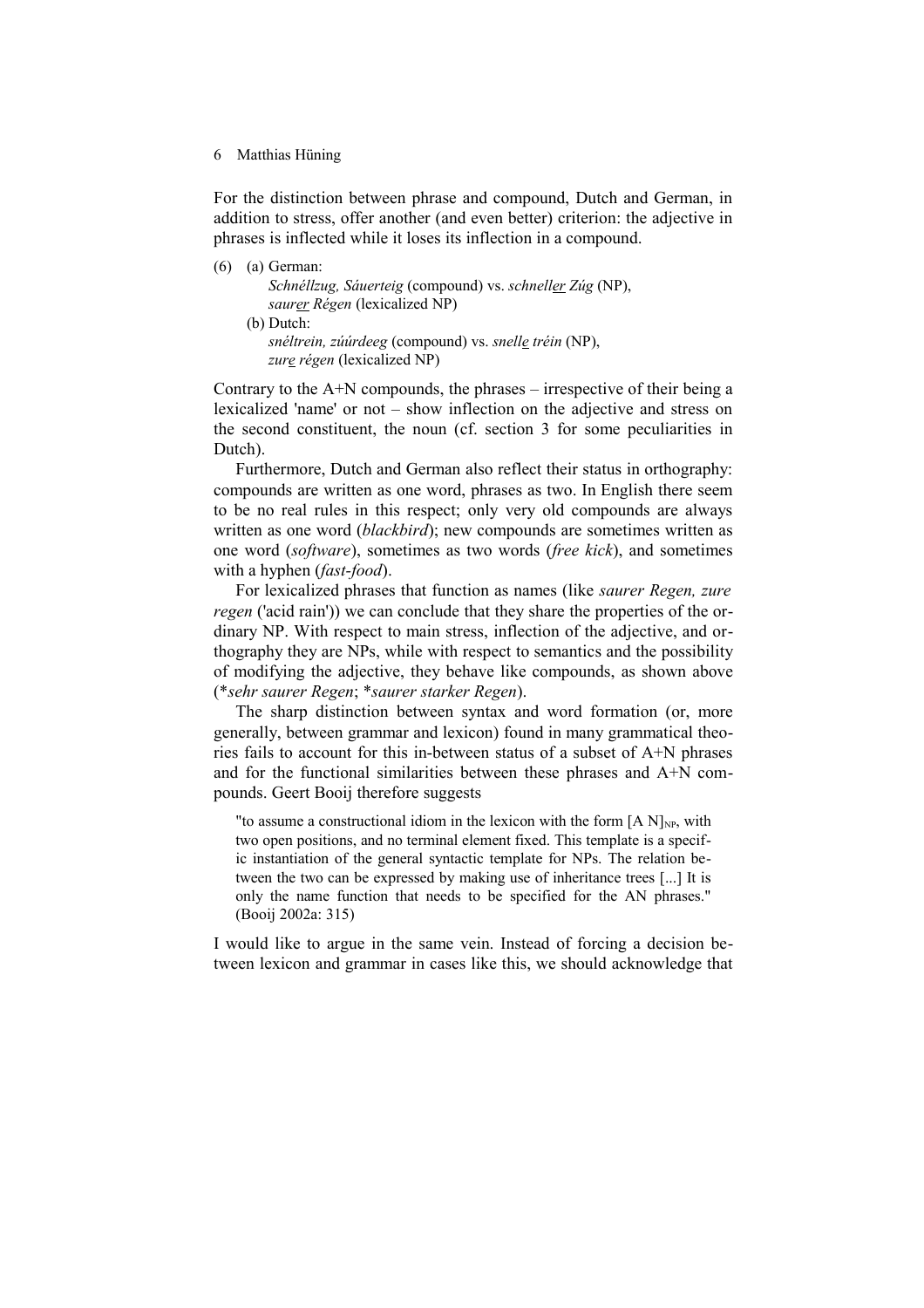For the distinction between phrase and compound, Dutch and German, in addition to stress, offer another (and even better) criterion: the adjective in phrases is inflected while it loses its inflection in a compound.

(6) (a) German:
*Schnéllzug, Sáuerteig* (compound) vs. *schnell<u>er</u> Zúg* (NP), *saur<u>er</u> Régen* (lexicalized NP)
(b) Dutch:
*snéltrein, zúúrdeeg* (compound) vs. *snell<u>e</u> tréin* (NP), *zur<u>e</u> régen* (lexicalized NP)

Contrary to the A+N compounds, the phrases – irrespective of their being a lexicalized 'name' or not – show inflection on the adjective and stress on the second constituent, the noun (cf. section 3 for some peculiarities in Dutch).

Furthermore, Dutch and German also reflect their status in orthography: compounds are written as one word, phrases as two. In English there seem to be no real rules in this respect; only very old compounds are always written as one word (*blackbird*); new compounds are sometimes written as one word (*software*), sometimes as two words (*free kick*), and sometimes with a hyphen (*fast-food*).

For lexicalized phrases that function as names (like *saurer Regen, zure regen* ('acid rain')) we can conclude that they share the properties of the ordinary NP. With respect to main stress, inflection of the adjective, and orthography they are NPs, while with respect to semantics and the possibility of modifying the adjective, they behave like compounds, as shown above (**sehr saurer Regen*; **saurer starker Regen*).

The sharp distinction between syntax and word formation (or, more generally, between grammar and lexicon) found in many grammatical theories fails to account for this in-between status of a subset of A+N phrases and for the functional similarities between these phrases and A+N compounds. Geert Booij therefore suggests

> "to assume a constructional idiom in the lexicon with the form $[A\ N]_{NP}$, with two open positions, and no terminal element fixed. This template is a specific instantiation of the general syntactic template for NPs. The relation between the two can be expressed by making use of inheritance trees [...] It is only the name function that needs to be specified for the AN phrases." (Booij 2002a: 315)

I would like to argue in the same vein. Instead of forcing a decision between lexicon and grammar in cases like this, we should acknowledge that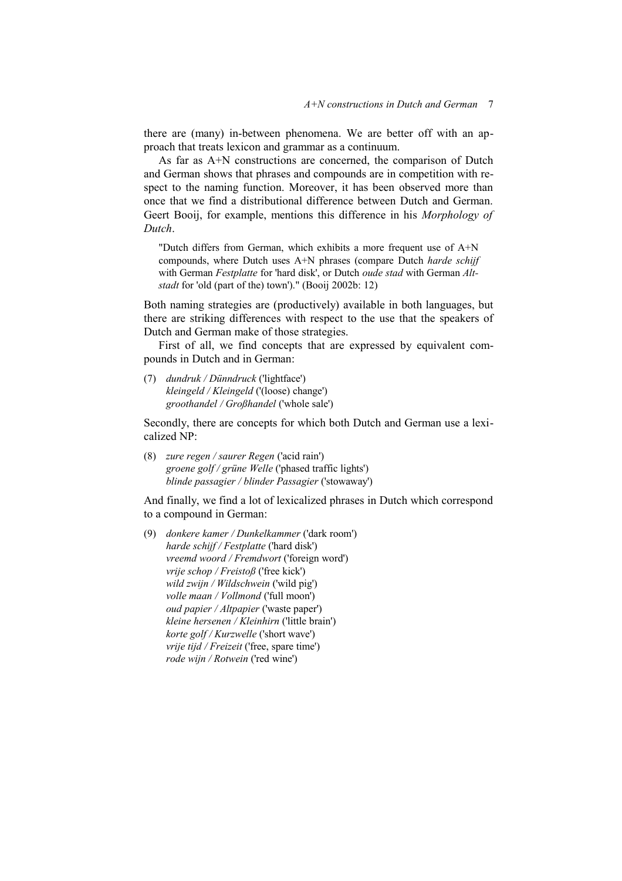there are (many) in-between phenomena. We are better off with an approach that treats lexicon and grammar as a continuum.

As far as A+N constructions are concerned, the comparison of Dutch and German shows that phrases and compounds are in competition with respect to the naming function. Moreover, it has been observed more than once that we find a distributional difference between Dutch and German. Geert Booij, for example, mentions this difference in his *Morphology of Dutch*.

> "Dutch differs from German, which exhibits a more frequent use of A+N compounds, where Dutch uses A+N phrases (compare Dutch *harde schijf* with German *Festplatte* for 'hard disk', or Dutch *oude stad* with German *Altstadt* for 'old (part of the) town')." (Booij 2002b: 12)

Both naming strategies are (productively) available in both languages, but there are striking differences with respect to the use that the speakers of Dutch and German make of those strategies.

First of all, we find concepts that are expressed by equivalent compounds in Dutch and in German:

(7) *dundruk / Dünndruck* ('lightface')
*kleingeld / Kleingeld* ('(loose) change')
*groothandel / Großhandel* ('whole sale')

Secondly, there are concepts for which both Dutch and German use a lexicalized NP:

(8) *zure regen / saurer Regen* ('acid rain')
*groene golf / grüne Welle* ('phased traffic lights')
*blinde passagier / blinder Passagier* ('stowaway')

And finally, we find a lot of lexicalized phrases in Dutch which correspond to a compound in German:

(9) *donkere kamer / Dunkelkammer* ('dark room')
*harde schijf / Festplatte* ('hard disk')
*vreemd woord / Fremdwort* ('foreign word')
*vrije schop / Freistoß* ('free kick')
*wild zwijn / Wildschwein* ('wild pig')
*volle maan / Vollmond* ('full moon')
*oud papier / Altpapier* ('waste paper')
*kleine hersenen / Kleinhirn* ('little brain')
*korte golf / Kurzwelle* ('short wave')
*vrije tijd / Freizeit* ('free, spare time')
*rode wijn / Rotwein* ('red wine')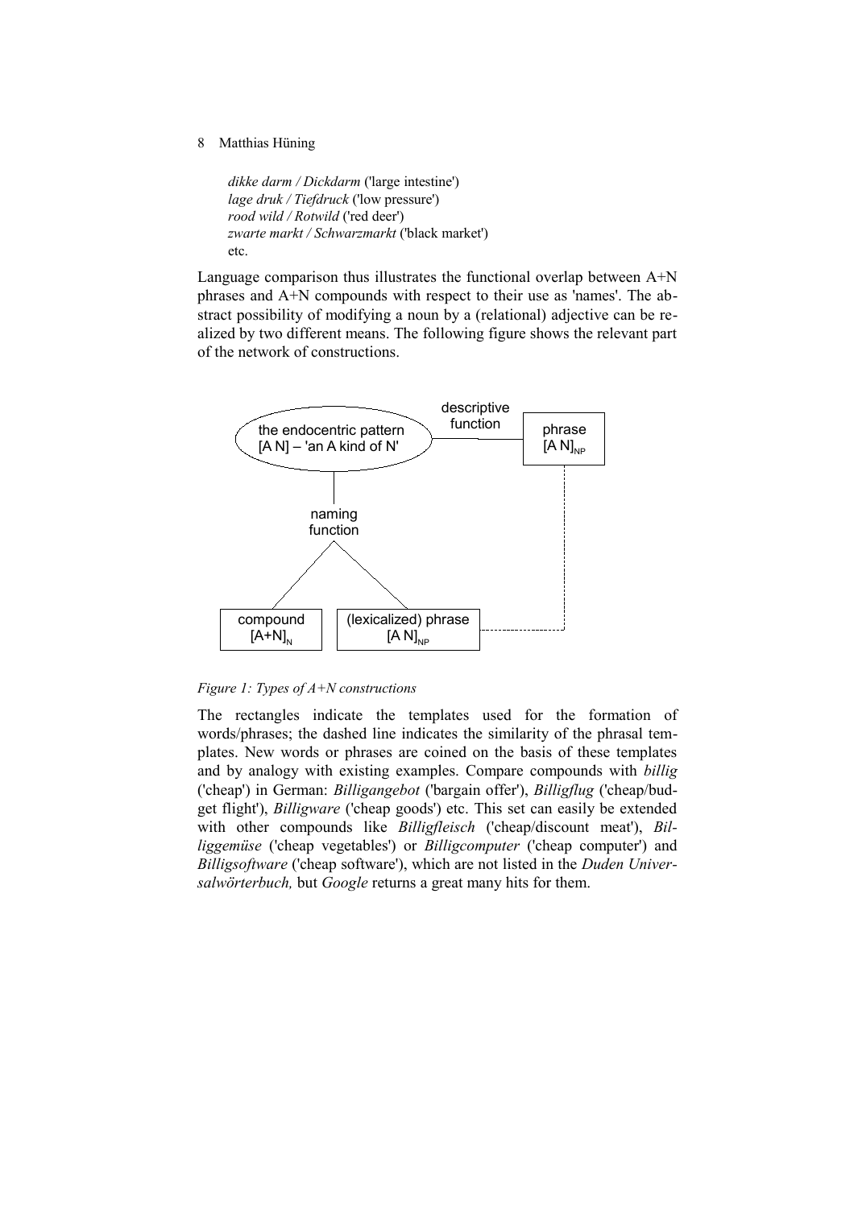*dikke darm / Dickdarm* ('large intestine')
*lage druk / Tiefdruck* ('low pressure')
*rood wild / Rotwild* ('red deer')
*zwarte markt / Schwarzmarkt* ('black market')
etc.

Language comparison thus illustrates the functional overlap between A+N phrases and A+N compounds with respect to their use as 'names'. The abstract possibility of modifying a noun by a (relational) adjective can be realized by two different means. The following figure shows the relevant part of the network of constructions.

*Figure 1: Types of A+N constructions*

The rectangles indicate the templates used for the formation of words/phrases; the dashed line indicates the similarity of the phrasal templates. New words or phrases are coined on the basis of these templates and by analogy with existing examples. Compare compounds with *billig* ('cheap') in German: *Billigangebot* ('bargain offer'), *Billigflug* ('cheap/budget flight'), *Billigware* ('cheap goods') etc. This set can easily be extended with other compounds like *Billigfleisch* ('cheap/discount meat'), *Billiggemüse* ('cheap vegetables') or *Billigcomputer* ('cheap computer') and *Billigsoftware* ('cheap software'), which are not listed in the *Duden Universalwörterbuch,* but *Google* returns a great many hits for them.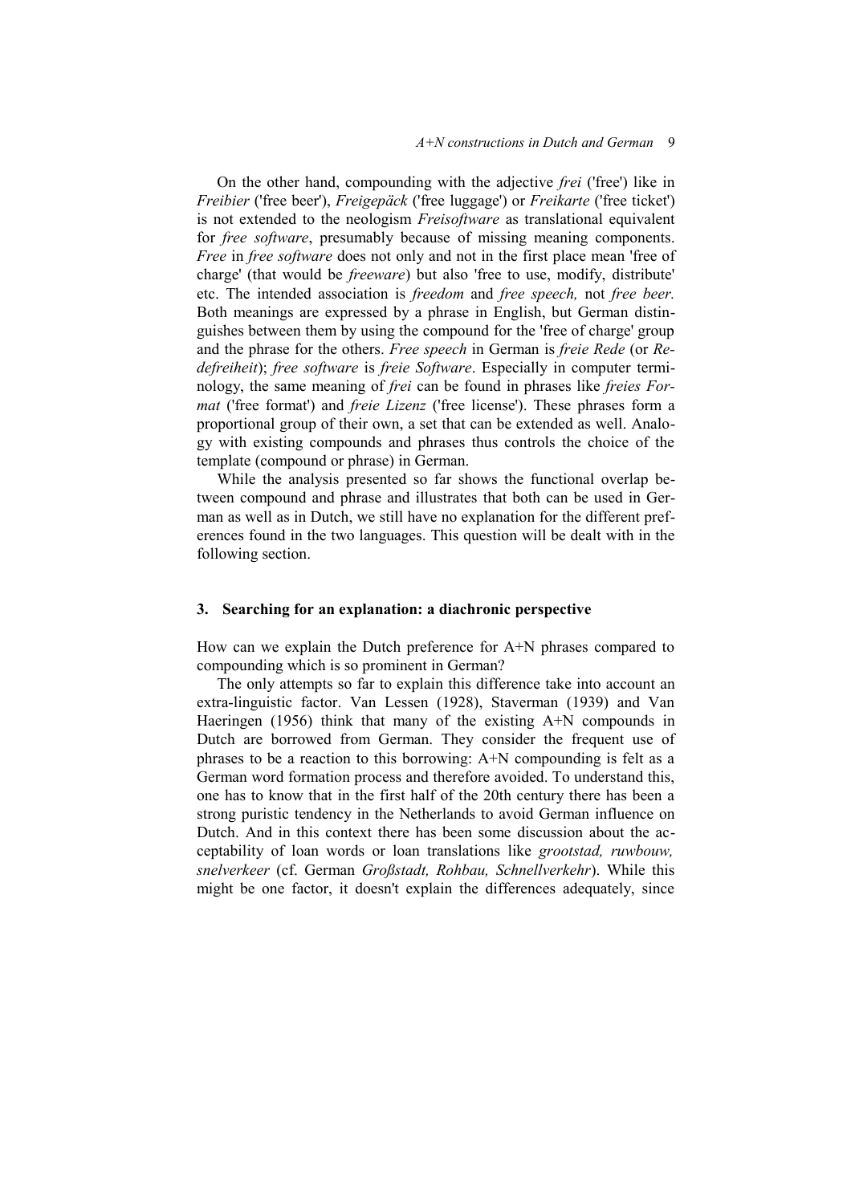On the other hand, compounding with the adjective *frei* ('free') like in *Freibier* ('free beer'), *Freigepäck* ('free luggage') or *Freikarte* ('free ticket') is not extended to the neologism *Freisoftware* as translational equivalent for *free software*, presumably because of missing meaning components. *Free* in *free software* does not only and not in the first place mean 'free of charge' (that would be *freeware*) but also 'free to use, modify, distribute' etc. The intended association is *freedom* and *free speech,* not *free beer.* Both meanings are expressed by a phrase in English, but German distinguishes between them by using the compound for the 'free of charge' group and the phrase for the others. *Free speech* in German is *freie Rede* (or *Redefreiheit*); *free software* is *freie Software*. Especially in computer terminology, the same meaning of *frei* can be found in phrases like *freies Format* ('free format') and *freie Lizenz* ('free license'). These phrases form a proportional group of their own, a set that can be extended as well. Analogy with existing compounds and phrases thus controls the choice of the template (compound or phrase) in German.

While the analysis presented so far shows the functional overlap between compound and phrase and illustrates that both can be used in German as well as in Dutch, we still have no explanation for the different preferences found in the two languages. This question will be dealt with in the following section.

## 3. Searching for an explanation: a diachronic perspective

How can we explain the Dutch preference for A+N phrases compared to compounding which is so prominent in German?

The only attempts so far to explain this difference take into account an extra-linguistic factor. Van Lessen (1928), Staverman (1939) and Van Haeringen (1956) think that many of the existing A+N compounds in Dutch are borrowed from German. They consider the frequent use of phrases to be a reaction to this borrowing: A+N compounding is felt as a German word formation process and therefore avoided. To understand this, one has to know that in the first half of the 20th century there has been a strong puristic tendency in the Netherlands to avoid German influence on Dutch. And in this context there has been some discussion about the acceptability of loan words or loan translations like *grootstad, ruwbouw, snelverkeer* (cf. German *Großstadt, Rohbau, Schnellverkehr*). While this might be one factor, it doesn't explain the differences adequately, since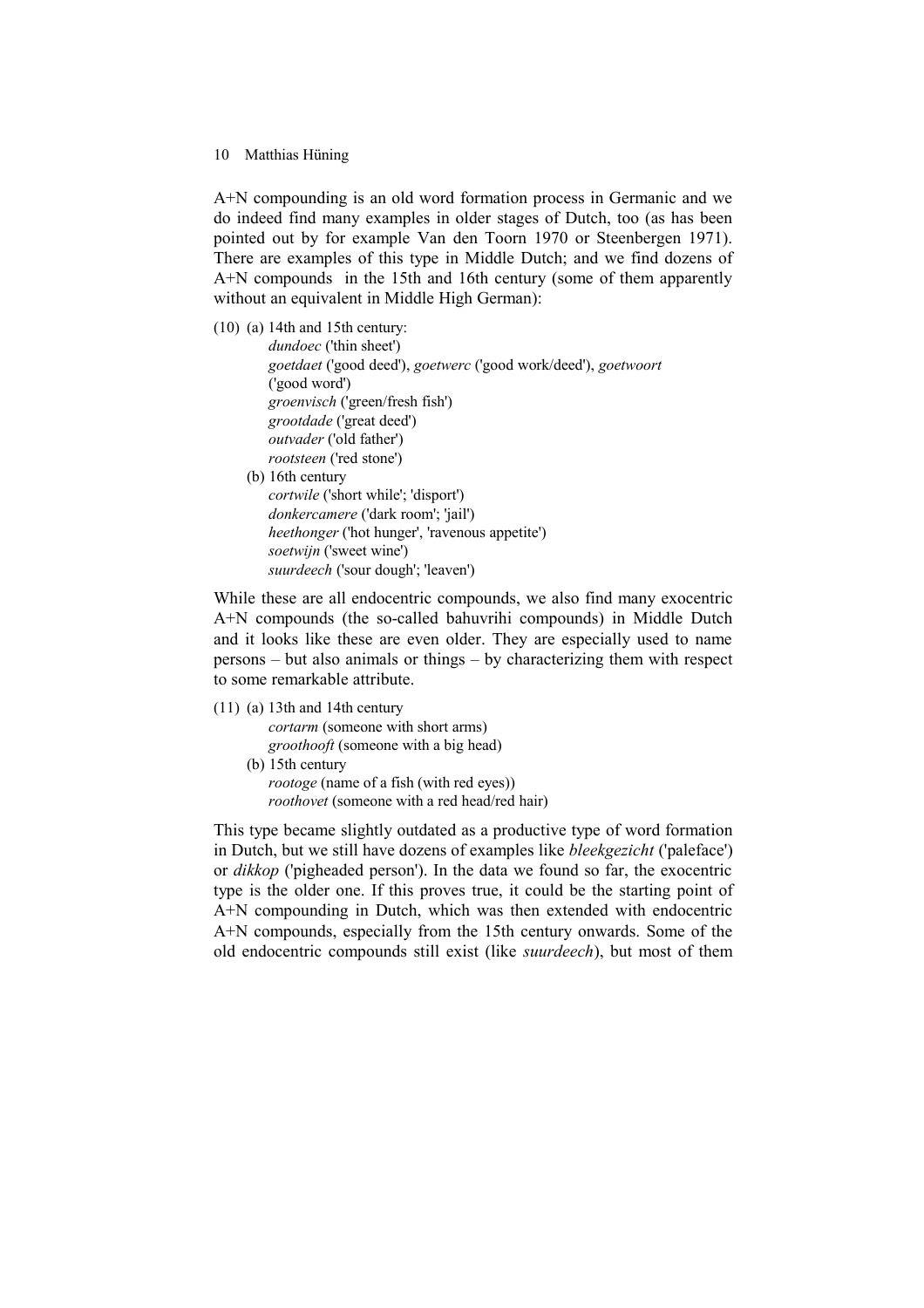A+N compounding is an old word formation process in Germanic and we do indeed find many examples in older stages of Dutch, too (as has been pointed out by for example Van den Toorn 1970 or Steenbergen 1971). There are examples of this type in Middle Dutch; and we find dozens of A+N compounds in the 15th and 16th century (some of them apparently without an equivalent in Middle High German):

(10) (a) 14th and 15th century:
*dundoec* ('thin sheet')
*goetdaet* ('good deed'), *goetwerc* ('good work/deed'), *goetwoort* ('good word')
*groenvisch* ('green/fresh fish')
*grootdade* ('great deed')
*outvader* ('old father')
*rootsteen* ('red stone')

(b) 16th century
*cortwile* ('short while'; 'disport')
*donkercamere* ('dark room'; 'jail')
*heethonger* ('hot hunger', 'ravenous appetite')
*soetwijn* ('sweet wine')
*suurdeech* ('sour dough'; 'leaven')

While these are all endocentric compounds, we also find many exocentric A+N compounds (the so-called bahuvrihi compounds) in Middle Dutch and it looks like these are even older. They are especially used to name persons – but also animals or things – by characterizing them with respect to some remarkable attribute.

(11) (a) 13th and 14th century
*cortarm* (someone with short arms)
*groothooft* (someone with a big head)

(b) 15th century
*rootoge* (name of a fish (with red eyes))
*roothovet* (someone with a red head/red hair)

This type became slightly outdated as a productive type of word formation in Dutch, but we still have dozens of examples like *bleekgezicht* ('paleface') or *dikkop* ('pigheaded person'). In the data we found so far, the exocentric type is the older one. If this proves true, it could be the starting point of A+N compounding in Dutch, which was then extended with endocentric A+N compounds, especially from the 15th century onwards. Some of the old endocentric compounds still exist (like *suurdeech*), but most of them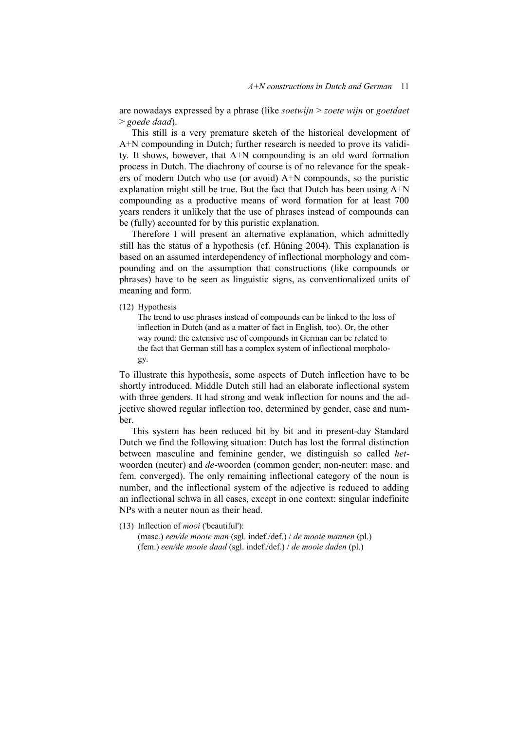are nowadays expressed by a phrase (like *soetwijn* > *zoete wijn* or *goetdaet* > *goede daad*).

This still is a very premature sketch of the historical development of A+N compounding in Dutch; further research is needed to prove its validity. It shows, however, that A+N compounding is an old word formation process in Dutch. The diachrony of course is of no relevance for the speakers of modern Dutch who use (or avoid) A+N compounds, so the puristic explanation might still be true. But the fact that Dutch has been using A+N compounding as a productive means of word formation for at least 700 years renders it unlikely that the use of phrases instead of compounds can be (fully) accounted for by this puristic explanation.

Therefore I will present an alternative explanation, which admittedly still has the status of a hypothesis (cf. Hüning 2004). This explanation is based on an assumed interdependency of inflectional morphology and compounding and on the assumption that constructions (like compounds or phrases) have to be seen as linguistic signs, as conventionalized units of meaning and form.

(12) Hypothesis
The trend to use phrases instead of compounds can be linked to the loss of inflection in Dutch (and as a matter of fact in English, too). Or, the other way round: the extensive use of compounds in German can be related to the fact that German still has a complex system of inflectional morphology.

To illustrate this hypothesis, some aspects of Dutch inflection have to be shortly introduced. Middle Dutch still had an elaborate inflectional system with three genders. It had strong and weak inflection for nouns and the adjective showed regular inflection too, determined by gender, case and number.

This system has been reduced bit by bit and in present-day Standard Dutch we find the following situation: Dutch has lost the formal distinction between masculine and feminine gender, we distinguish so called *het*-woorden (neuter) and *de*-woorden (common gender; non-neuter: masc. and fem. converged). The only remaining inflectional category of the noun is number, and the inflectional system of the adjective is reduced to adding an inflectional schwa in all cases, except in one context: singular indefinite NPs with a neuter noun as their head.

(13) Inflection of *mooi* ('beautiful'):
(masc.) *een/de mooie man* (sgl. indef./def.) / *de mooie mannen* (pl.)
(fem.) *een/de mooie daad* (sgl. indef./def.) / *de mooie daden* (pl.)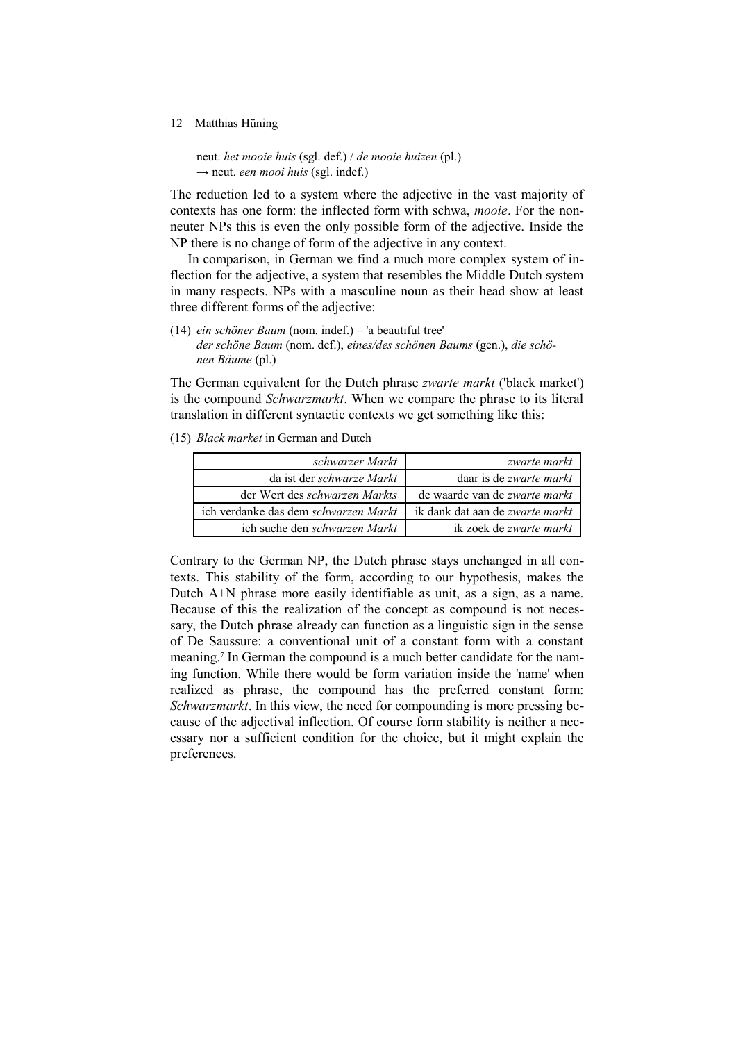neut. *het mooie huis* (sgl. def.) / *de mooie huizen* (pl.)
→ neut. *een mooi huis* (sgl. indef.)

The reduction led to a system where the adjective in the vast majority of contexts has one form: the inflected form with schwa, *mooie*. For the non-neuter NPs this is even the only possible form of the adjective. Inside the NP there is no change of form of the adjective in any context.

In comparison, in German we find a much more complex system of inflection for the adjective, a system that resembles the Middle Dutch system in many respects. NPs with a masculine noun as their head show at least three different forms of the adjective:

(14) *ein schöner Baum* (nom. indef.) – 'a beautiful tree'
*der schöne Baum* (nom. def.), *eines/des schönen Baums* (gen.), *die schönen Bäume* (pl.)

The German equivalent for the Dutch phrase *zwarte markt* ('black market') is the compound *Schwarzmarkt*. When we compare the phrase to its literal translation in different syntactic contexts we get something like this:

(15) *Black market* in German and Dutch

| German | Dutch |
|---:|---:|
| *schwarzer Markt* | *zwarte markt* |
| da ist der *schwarze Markt* | daar is de *zwarte markt* |
| der Wert des *schwarzen Markts* | de waarde van de *zwarte markt* |
| ich verdanke das dem *schwarzen Markt* | ik dank dat aan de *zwarte markt* |
| ich suche den *schwarzen Markt* | ik zoek de *zwarte markt* |

Contrary to the German NP, the Dutch phrase stays unchanged in all contexts. This stability of the form, according to our hypothesis, makes the Dutch A+N phrase more easily identifiable as unit, as a sign, as a name. Because of this the realization of the concept as compound is not necessary, the Dutch phrase already can function as a linguistic sign in the sense of De Saussure: a conventional unit of a constant form with a constant meaning.[7] In German the compound is a much better candidate for the naming function. While there would be form variation inside the 'name' when realized as phrase, the compound has the preferred constant form: *Schwarzmarkt*. In this view, the need for compounding is more pressing because of the adjectival inflection. Of course form stability is neither a necessary nor a sufficient condition for the choice, but it might explain the preferences.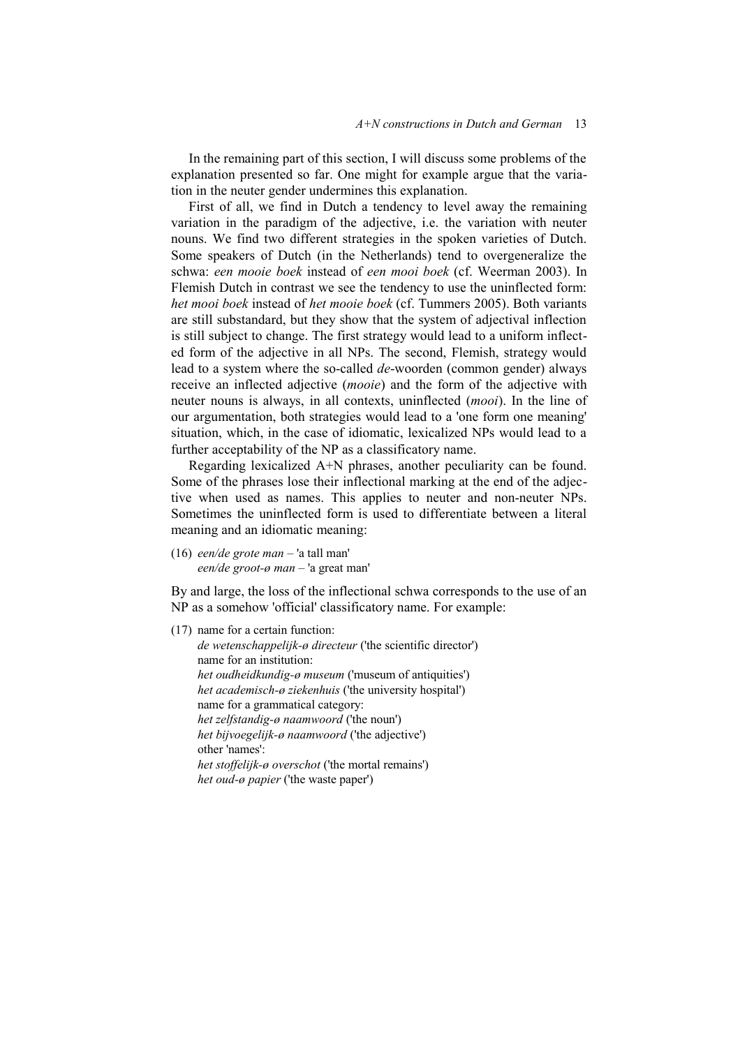In the remaining part of this section, I will discuss some problems of the explanation presented so far. One might for example argue that the variation in the neuter gender undermines this explanation.

First of all, we find in Dutch a tendency to level away the remaining variation in the paradigm of the adjective, i.e. the variation with neuter nouns. We find two different strategies in the spoken varieties of Dutch. Some speakers of Dutch (in the Netherlands) tend to overgeneralize the schwa: *een mooie boek* instead of *een mooi boek* (cf. Weerman 2003). In Flemish Dutch in contrast we see the tendency to use the uninflected form: *het mooi boek* instead of *het mooie boek* (cf. Tummers 2005). Both variants are still substandard, but they show that the system of adjectival inflection is still subject to change. The first strategy would lead to a uniform inflected form of the adjective in all NPs. The second, Flemish, strategy would lead to a system where the so-called *de*-woorden (common gender) always receive an inflected adjective (*mooie*) and the form of the adjective with neuter nouns is always, in all contexts, uninflected (*mooi*). In the line of our argumentation, both strategies would lead to a 'one form one meaning' situation, which, in the case of idiomatic, lexicalized NPs would lead to a further acceptability of the NP as a classificatory name.

Regarding lexicalized A+N phrases, another peculiarity can be found. Some of the phrases lose their inflectional marking at the end of the adjective when used as names. This applies to neuter and non-neuter NPs. Sometimes the uninflected form is used to differentiate between a literal meaning and an idiomatic meaning:

(16) *een/de grote man* – 'a tall man'
*een/de groot-ø man* – 'a great man'

By and large, the loss of the inflectional schwa corresponds to the use of an NP as a somehow 'official' classificatory name. For example:

(17) name for a certain function:
*de wetenschappelijk-ø directeur* ('the scientific director')
name for an institution:
*het oudheidkundig-ø museum* ('museum of antiquities')
*het academisch-ø ziekenhuis* ('the university hospital')
name for a grammatical category:
*het zelfstandig-ø naamwoord* ('the noun')
*het bijvoegelijk-ø naamwoord* ('the adjective')
other 'names':
*het stoffelijk-ø overschot* ('the mortal remains')
*het oud-ø papier* ('the waste paper')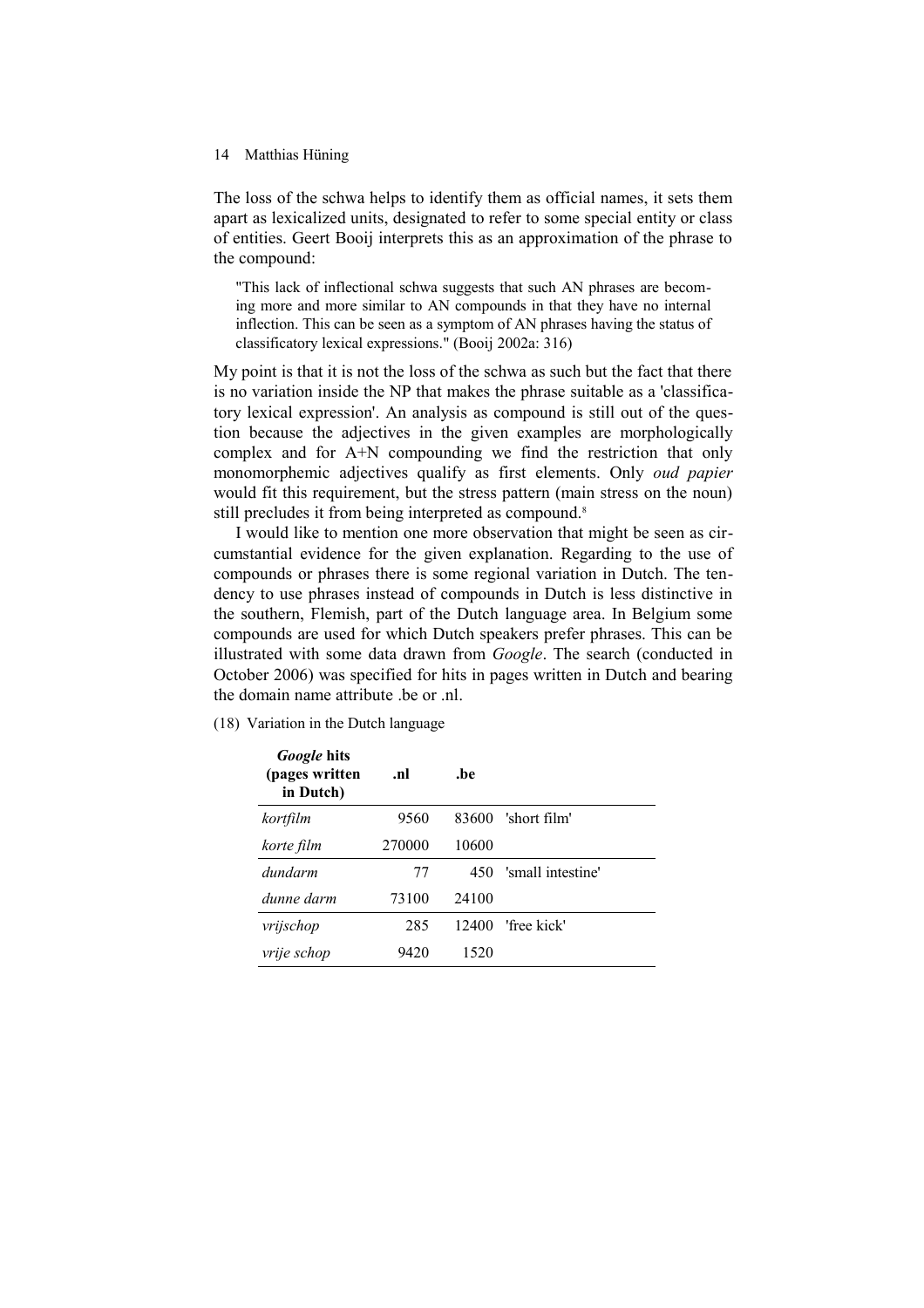The loss of the schwa helps to identify them as official names, it sets them apart as lexicalized units, designated to refer to some special entity or class of entities. Geert Booij interprets this as an approximation of the phrase to the compound:

> "This lack of inflectional schwa suggests that such AN phrases are becoming more and more similar to AN compounds in that they have no internal inflection. This can be seen as a symptom of AN phrases having the status of classificatory lexical expressions." (Booij 2002a: 316)

My point is that it is not the loss of the schwa as such but the fact that there is no variation inside the NP that makes the phrase suitable as a 'classificatory lexical expression'. An analysis as compound is still out of the question because the adjectives in the given examples are morphologically complex and for A+N compounding we find the restriction that only monomorphemic adjectives qualify as first elements. Only *oud papier* would fit this requirement, but the stress pattern (main stress on the noun) still precludes it from being interpreted as compound.[8]

I would like to mention one more observation that might be seen as circumstantial evidence for the given explanation. Regarding to the use of compounds or phrases there is some regional variation in Dutch. The tendency to use phrases instead of compounds in Dutch is less distinctive in the southern, Flemish, part of the Dutch language area. In Belgium some compounds are used for which Dutch speakers prefer phrases. This can be illustrated with some data drawn from *Google*. The search (conducted in October 2006) was specified for hits in pages written in Dutch and bearing the domain name attribute .be or .nl.

(18) Variation in the Dutch language

| ***Google* hits (pages written in Dutch)** | **.nl** | **.be** | |
|---|---|---|---|
| *kortfilm* | 9560 | 83600 | 'short film' |
| *korte film* | 270000 | 10600 | |
| *dundarm* | 77 | 450 | 'small intestine' |
| *dunne darm* | 73100 | 24100 | |
| *vrijschop* | 285 | 12400 | 'free kick' |
| *vrije schop* | 9420 | 1520 | |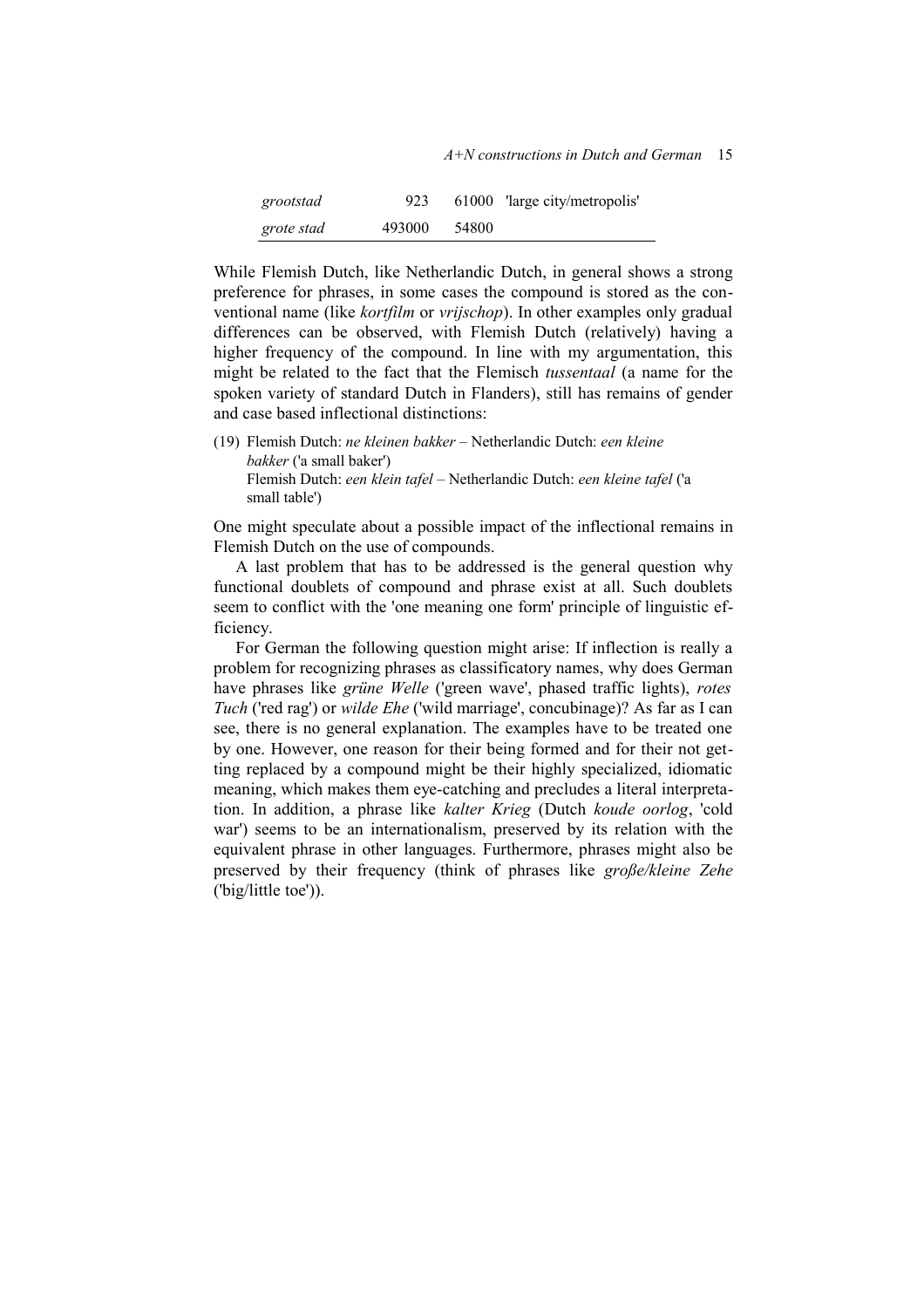| | | | |
|---|---|---|---|
| *grootstad* | 923 | 61000 | 'large city/metropolis' |
| *grote stad* | 493000 | 54800 | |

While Flemish Dutch, like Netherlandic Dutch, in general shows a strong preference for phrases, in some cases the compound is stored as the conventional name (like *kortfilm* or *vrijschop*). In other examples only gradual differences can be observed, with Flemish Dutch (relatively) having a higher frequency of the compound. In line with my argumentation, this might be related to the fact that the Flemisch *tussentaal* (a name for the spoken variety of standard Dutch in Flanders), still has remains of gender and case based inflectional distinctions:

(19) Flemish Dutch: *ne kleinen bakker* – Netherlandic Dutch: *een kleine bakker* ('a small baker')
Flemish Dutch: *een klein tafel* – Netherlandic Dutch: *een kleine tafel* ('a small table')

One might speculate about a possible impact of the inflectional remains in Flemish Dutch on the use of compounds.

A last problem that has to be addressed is the general question why functional doublets of compound and phrase exist at all. Such doublets seem to conflict with the 'one meaning one form' principle of linguistic efficiency.

For German the following question might arise: If inflection is really a problem for recognizing phrases as classificatory names, why does German have phrases like *grüne Welle* ('green wave', phased traffic lights), *rotes Tuch* ('red rag') or *wilde Ehe* ('wild marriage', concubinage)? As far as I can see, there is no general explanation. The examples have to be treated one by one. However, one reason for their being formed and for their not getting replaced by a compound might be their highly specialized, idiomatic meaning, which makes them eye-catching and precludes a literal interpretation. In addition, a phrase like *kalter Krieg* (Dutch *koude oorlog*, 'cold war') seems to be an internationalism, preserved by its relation with the equivalent phrase in other languages. Furthermore, phrases might also be preserved by their frequency (think of phrases like *große/kleine Zehe* ('big/little toe')).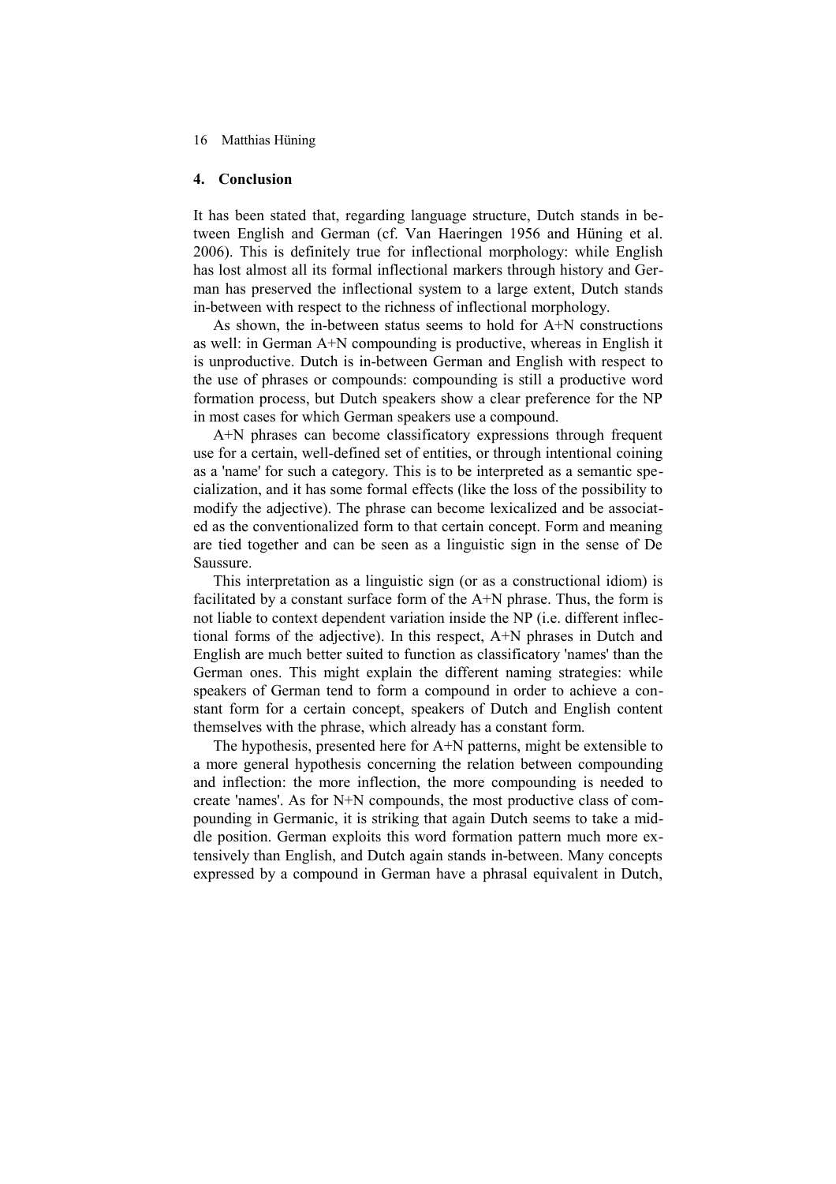## 4. Conclusion

It has been stated that, regarding language structure, Dutch stands in between English and German (cf. Van Haeringen 1956 and Hüning et al. 2006). This is definitely true for inflectional morphology: while English has lost almost all its formal inflectional markers through history and German has preserved the inflectional system to a large extent, Dutch stands in-between with respect to the richness of inflectional morphology.

As shown, the in-between status seems to hold for A+N constructions as well: in German A+N compounding is productive, whereas in English it is unproductive. Dutch is in-between German and English with respect to the use of phrases or compounds: compounding is still a productive word formation process, but Dutch speakers show a clear preference for the NP in most cases for which German speakers use a compound.

A+N phrases can become classificatory expressions through frequent use for a certain, well-defined set of entities, or through intentional coining as a 'name' for such a category. This is to be interpreted as a semantic specialization, and it has some formal effects (like the loss of the possibility to modify the adjective). The phrase can become lexicalized and be associated as the conventionalized form to that certain concept. Form and meaning are tied together and can be seen as a linguistic sign in the sense of De Saussure.

This interpretation as a linguistic sign (or as a constructional idiom) is facilitated by a constant surface form of the A+N phrase. Thus, the form is not liable to context dependent variation inside the NP (i.e. different inflectional forms of the adjective). In this respect, A+N phrases in Dutch and English are much better suited to function as classificatory 'names' than the German ones. This might explain the different naming strategies: while speakers of German tend to form a compound in order to achieve a constant form for a certain concept, speakers of Dutch and English content themselves with the phrase, which already has a constant form.

The hypothesis, presented here for A+N patterns, might be extensible to a more general hypothesis concerning the relation between compounding and inflection: the more inflection, the more compounding is needed to create 'names'. As for N+N compounds, the most productive class of compounding in Germanic, it is striking that again Dutch seems to take a middle position. German exploits this word formation pattern much more extensively than English, and Dutch again stands in-between. Many concepts expressed by a compound in German have a phrasal equivalent in Dutch,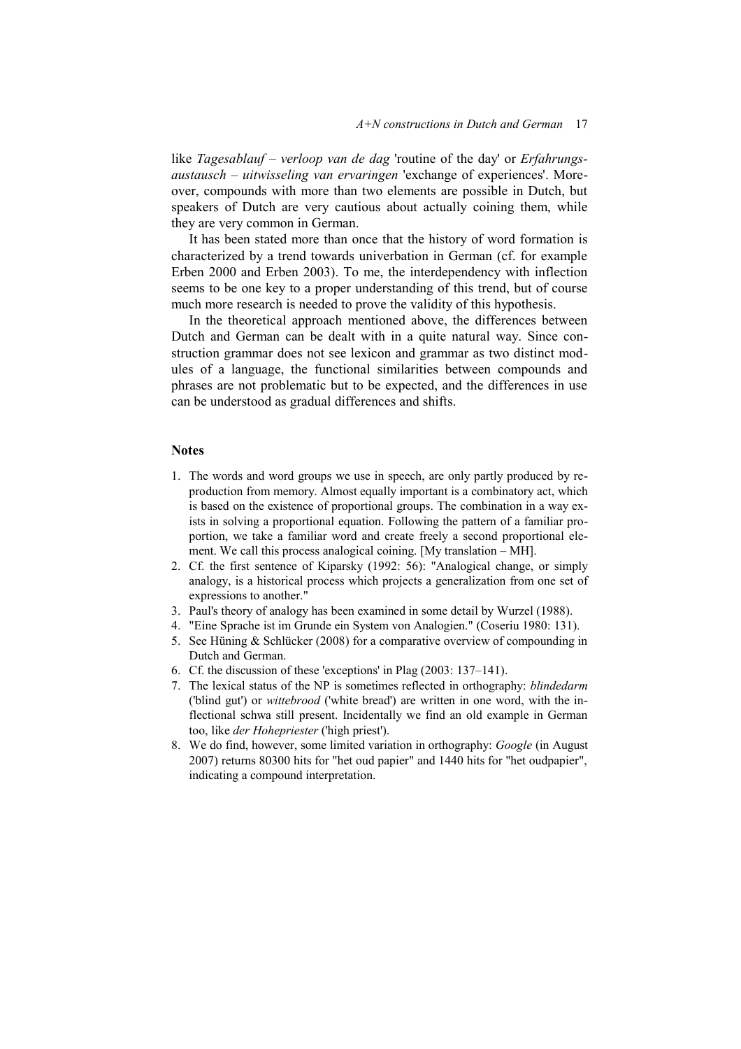like *Tagesablauf – verloop van de dag* 'routine of the day' or *Erfahrungsaustausch – uitwisseling van ervaringen* 'exchange of experiences'. Moreover, compounds with more than two elements are possible in Dutch, but speakers of Dutch are very cautious about actually coining them, while they are very common in German.

It has been stated more than once that the history of word formation is characterized by a trend towards univerbation in German (cf. for example Erben 2000 and Erben 2003). To me, the interdependency with inflection seems to be one key to a proper understanding of this trend, but of course much more research is needed to prove the validity of this hypothesis.

In the theoretical approach mentioned above, the differences between Dutch and German can be dealt with in a quite natural way. Since construction grammar does not see lexicon and grammar as two distinct modules of a language, the functional similarities between compounds and phrases are not problematic but to be expected, and the differences in use can be understood as gradual differences and shifts.

## Notes

1. The words and word groups we use in speech, are only partly produced by reproduction from memory. Almost equally important is a combinatory act, which is based on the existence of proportional groups. The combination in a way exists in solving a proportional equation. Following the pattern of a familiar proportion, we take a familiar word and create freely a second proportional element. We call this process analogical coining. [My translation – MH].
2. Cf. the first sentence of Kiparsky (1992: 56): "Analogical change, or simply analogy, is a historical process which projects a generalization from one set of expressions to another."
3. Paul's theory of analogy has been examined in some detail by Wurzel (1988).
4. "Eine Sprache ist im Grunde ein System von Analogien." (Coseriu 1980: 131).
5. See Hüning & Schlücker (2008) for a comparative overview of compounding in Dutch and German.
6. Cf. the discussion of these 'exceptions' in Plag (2003: 137–141).
7. The lexical status of the NP is sometimes reflected in orthography: *blindedarm* ('blind gut') or *wittebrood* ('white bread') are written in one word, with the inflectional schwa still present. Incidentally we find an old example in German too, like *der Hohepriester* ('high priest').
8. We do find, however, some limited variation in orthography: *Google* (in August 2007) returns 80300 hits for "het oud papier" and 1440 hits for "het oudpapier", indicating a compound interpretation.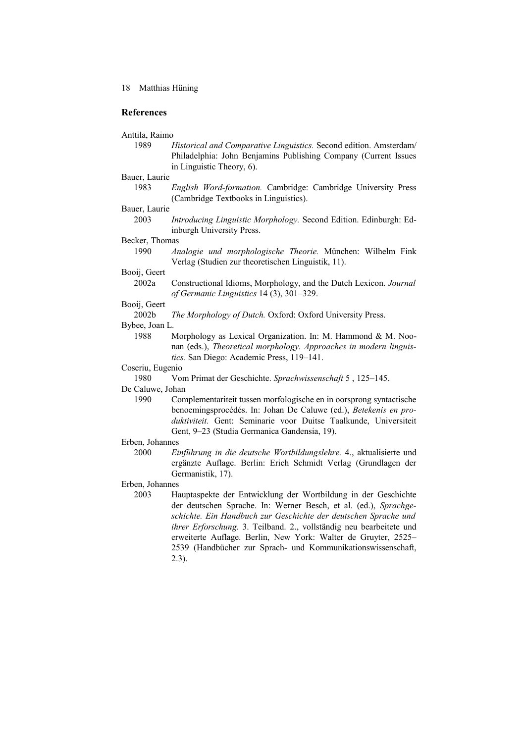## References

Anttila, Raimo
1989 *Historical and Comparative Linguistics.* Second edition. Amsterdam/ Philadelphia: John Benjamins Publishing Company (Current Issues in Linguistic Theory, 6).

Bauer, Laurie
1983 *English Word-formation.* Cambridge: Cambridge University Press (Cambridge Textbooks in Linguistics).

Bauer, Laurie
2003 *Introducing Linguistic Morphology.* Second Edition. Edinburgh: Edinburgh University Press.

Becker, Thomas
1990 *Analogie und morphologische Theorie.* München: Wilhelm Fink Verlag (Studien zur theoretischen Linguistik, 11).

Booij, Geert
2002a Constructional Idioms, Morphology, and the Dutch Lexicon. *Journal of Germanic Linguistics* 14 (3), 301–329.

Booij, Geert
2002b *The Morphology of Dutch.* Oxford: Oxford University Press.

Bybee, Joan L.
1988 Morphology as Lexical Organization. In: M. Hammond & M. Noonan (eds.), *Theoretical morphology. Approaches in modern linguistics.* San Diego: Academic Press, 119–141.

Coseriu, Eugenio
1980 Vom Primat der Geschichte. *Sprachwissenschaft* 5 , 125–145.

De Caluwe, Johan
1990 Complementariteit tussen morfologische en in oorsprong syntactische benoemingsprocédés. In: Johan De Caluwe (ed.), *Betekenis en produktiviteit.* Gent: Seminarie voor Duitse Taalkunde, Universiteit Gent, 9–23 (Studia Germanica Gandensia, 19).

Erben, Johannes
2000 *Einführung in die deutsche Wortbildungslehre.* 4., aktualisierte und ergänzte Auflage. Berlin: Erich Schmidt Verlag (Grundlagen der Germanistik, 17).

Erben, Johannes
2003 Hauptaspekte der Entwicklung der Wortbildung in der Geschichte der deutschen Sprache. In: Werner Besch, et al. (ed.), *Sprachgeschichte. Ein Handbuch zur Geschichte der deutschen Sprache und ihrer Erforschung.* 3. Teilband. 2., vollständig neu bearbeitete und erweiterte Auflage. Berlin, New York: Walter de Gruyter, 2525–2539 (Handbücher zur Sprach- und Kommunikationswissenschaft, 2.3).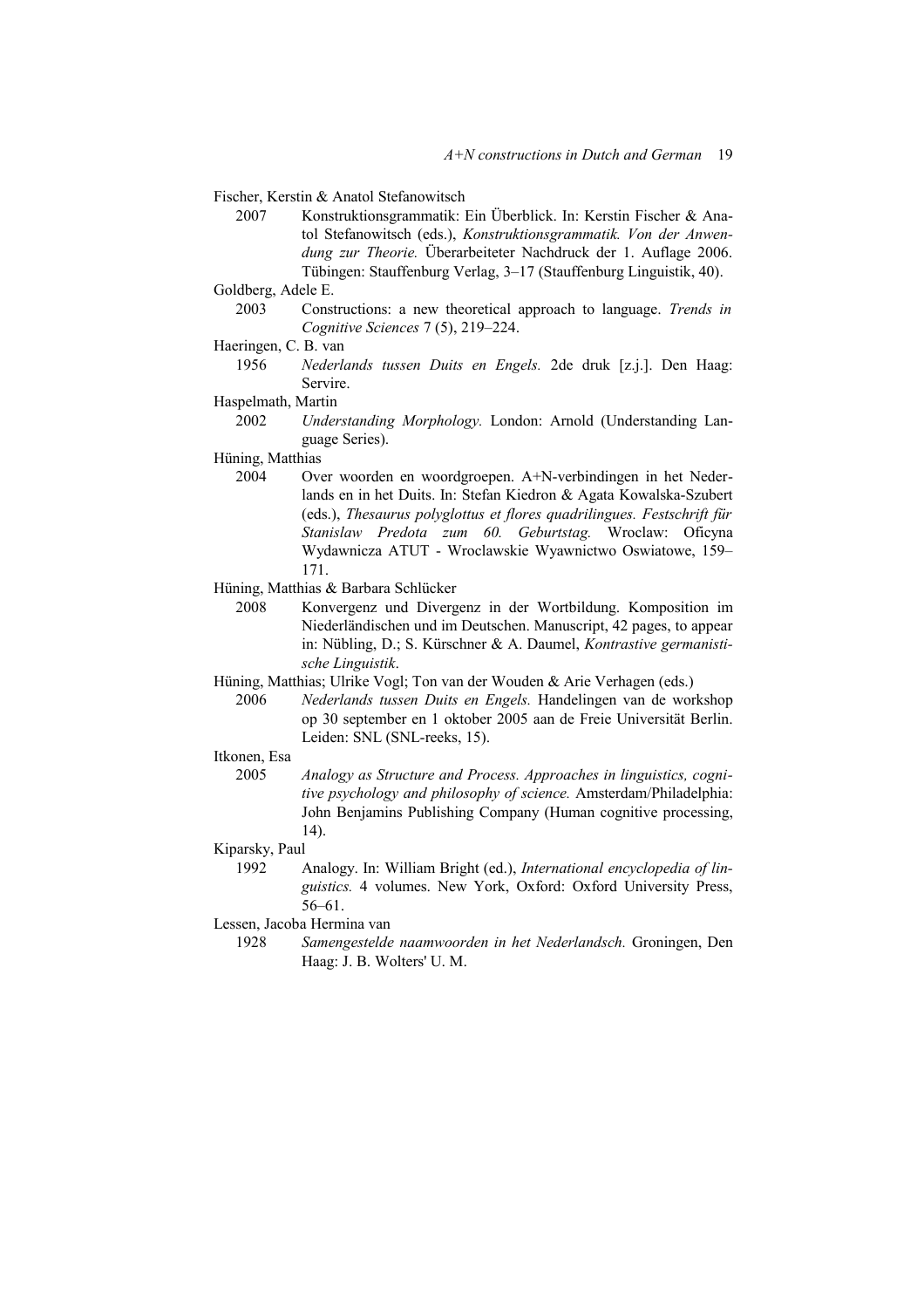Fischer, Kerstin & Anatol Stefanowitsch

2007 Konstruktionsgrammatik: Ein Überblick. In: Kerstin Fischer & Anatol Stefanowitsch (eds.), *Konstruktionsgrammatik. Von der Anwendung zur Theorie.* Überarbeiteter Nachdruck der 1. Auflage 2006. Tübingen: Stauffenburg Verlag, 3–17 (Stauffenburg Linguistik, 40).

Goldberg, Adele E.

2003 Constructions: a new theoretical approach to language. *Trends in Cognitive Sciences* 7 (5), 219–224.

Haeringen, C. B. van

1956 *Nederlands tussen Duits en Engels.* 2de druk [z.j.]. Den Haag: Servire.

Haspelmath, Martin

2002 *Understanding Morphology.* London: Arnold (Understanding Language Series).

Hüning, Matthias

2004 Over woorden en woordgroepen. A+N-verbindingen in het Nederlands en in het Duits. In: Stefan Kiedron & Agata Kowalska-Szubert (eds.), *Thesaurus polyglottus et flores quadrilingues. Festschrift für Stanislaw Predota zum 60. Geburtstag.* Wroclaw: Oficyna Wydawnicza ATUT - Wroclawskie Wyawnictwo Oswiatowe, 159–171.

Hüning, Matthias & Barbara Schlücker

2008 Konvergenz und Divergenz in der Wortbildung. Komposition im Niederländischen und im Deutschen. Manuscript, 42 pages, to appear in: Nübling, D.; S. Kürschner & A. Daumel, *Kontrastive germanistische Linguistik*.

Hüning, Matthias; Ulrike Vogl; Ton van der Wouden & Arie Verhagen (eds.)

2006 *Nederlands tussen Duits en Engels.* Handelingen van de workshop op 30 september en 1 oktober 2005 aan de Freie Universität Berlin. Leiden: SNL (SNL-reeks, 15).

Itkonen, Esa

2005 *Analogy as Structure and Process. Approaches in linguistics, cognitive psychology and philosophy of science.* Amsterdam/Philadelphia: John Benjamins Publishing Company (Human cognitive processing, 14).

Kiparsky, Paul

1992 Analogy. In: William Bright (ed.), *International encyclopedia of linguistics.* 4 volumes. New York, Oxford: Oxford University Press, 56–61.

Lessen, Jacoba Hermina van

1928 *Samengestelde naamwoorden in het Nederlandsch.* Groningen, Den Haag: J. B. Wolters' U. M.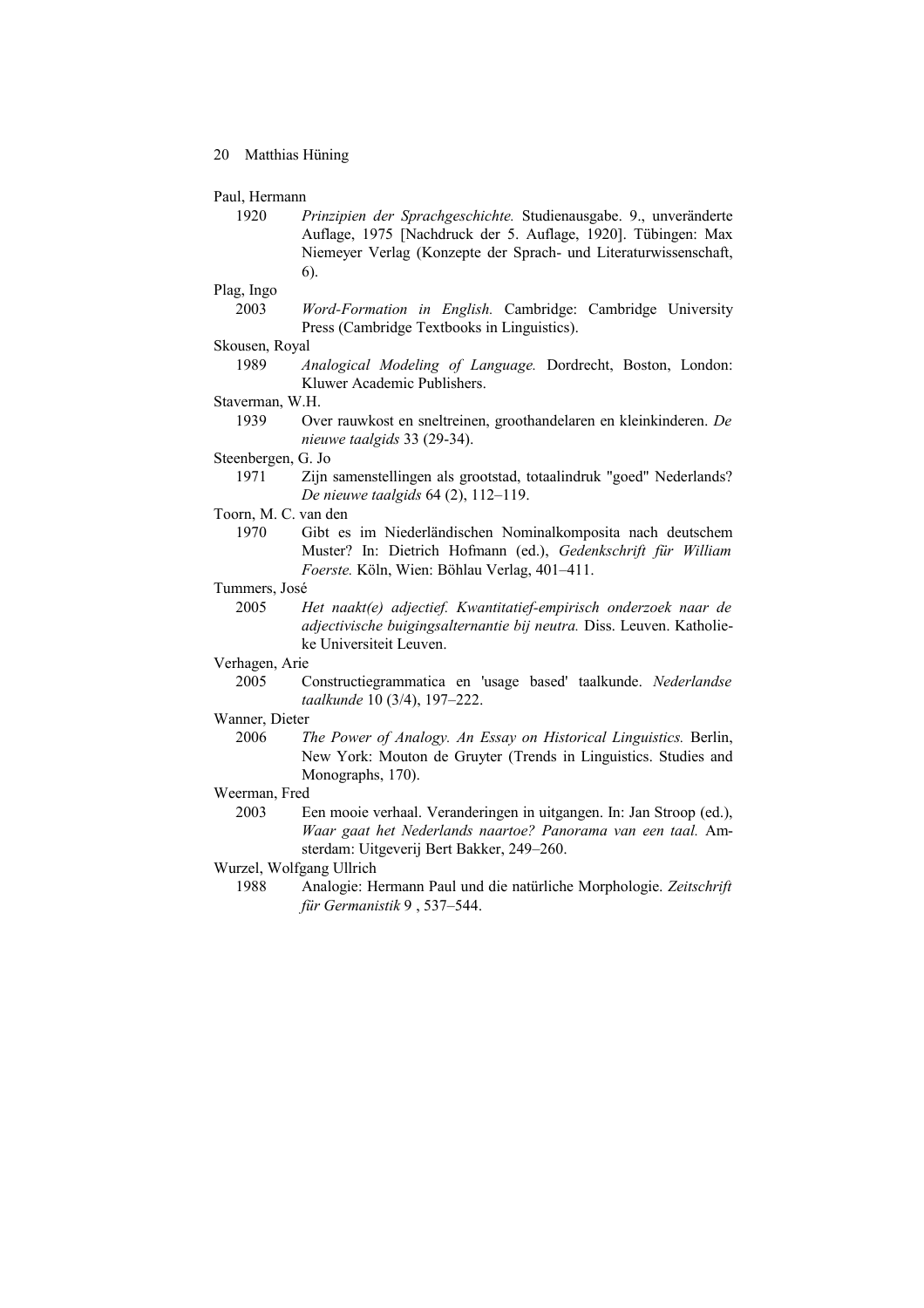Paul, Hermann

1920 *Prinzipien der Sprachgeschichte.* Studienausgabe. 9., unveränderte Auflage, 1975 [Nachdruck der 5. Auflage, 1920]. Tübingen: Max Niemeyer Verlag (Konzepte der Sprach- und Literaturwissenschaft, 6).

Plag, Ingo

2003 *Word-Formation in English.* Cambridge: Cambridge University Press (Cambridge Textbooks in Linguistics).

Skousen, Royal

1989 *Analogical Modeling of Language.* Dordrecht, Boston, London: Kluwer Academic Publishers.

Staverman, W.H.

1939 Over rauwkost en sneltreinen, groothandelaren en kleinkinderen. *De nieuwe taalgids* 33 (29-34).

Steenbergen, G. Jo

1971 Zijn samenstellingen als grootstad, totaalindruk "goed" Nederlands? *De nieuwe taalgids* 64 (2), 112–119.

Toorn, M. C. van den

1970 Gibt es im Niederländischen Nominalkomposita nach deutschem Muster? In: Dietrich Hofmann (ed.), *Gedenkschrift für William Foerste.* Köln, Wien: Böhlau Verlag, 401–411.

Tummers, José

2005 *Het naakt(e) adjectief. Kwantitatief-empirisch onderzoek naar de adjectivische buigingsalternantie bij neutra.* Diss. Leuven. Katholieke Universiteit Leuven.

Verhagen, Arie

2005 Constructiegrammatica en 'usage based' taalkunde. *Nederlandse taalkunde* 10 (3/4), 197–222.

Wanner, Dieter

2006 *The Power of Analogy. An Essay on Historical Linguistics.* Berlin, New York: Mouton de Gruyter (Trends in Linguistics. Studies and Monographs, 170).

Weerman, Fred

2003 Een mooie verhaal. Veranderingen in uitgangen. In: Jan Stroop (ed.), *Waar gaat het Nederlands naartoe? Panorama van een taal.* Amsterdam: Uitgeverij Bert Bakker, 249–260.

Wurzel, Wolfgang Ullrich

1988 Analogie: Hermann Paul und die natürliche Morphologie. *Zeitschrift für Germanistik* 9 , 537–544.